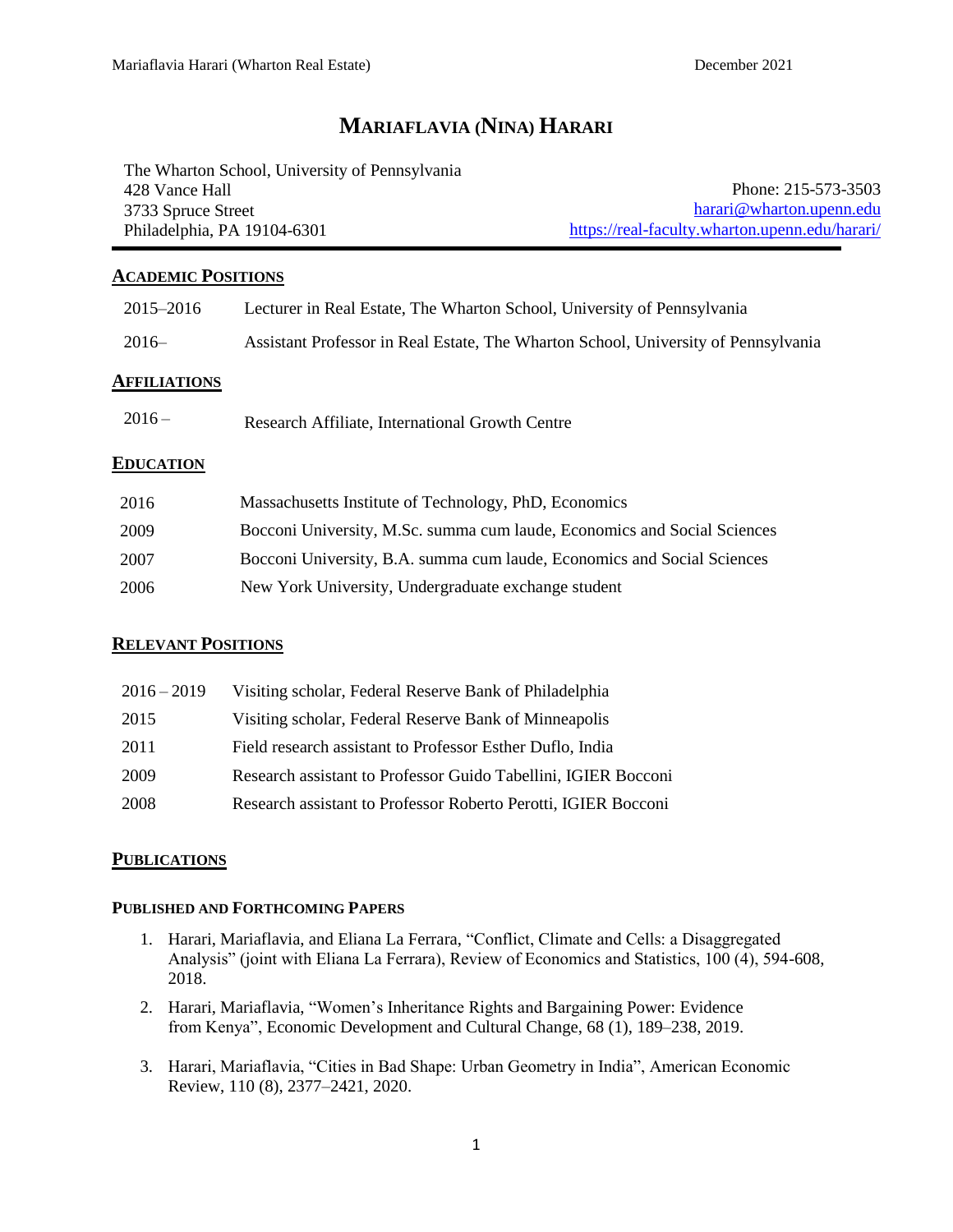# MARIAFLAVIA (NINA) HARARI

The Wharton School, University of Pennsylvania
428 Vance Hall
3733 Spruce Street
Philadelphia, PA 19104-6301

Phone: 215-573-3503
harari@wharton.upenn.edu
https://real-faculty.wharton.upenn.edu/harari/

## ACADEMIC POSITIONS

| | |
|---|---|
| 2015–2016 | Lecturer in Real Estate, The Wharton School, University of Pennsylvania |
| 2016– | Assistant Professor in Real Estate, The Wharton School, University of Pennsylvania |

## AFFILIATIONS

| | |
|---|---|
| 2016 – | Research Affiliate, International Growth Centre |

## EDUCATION

| | |
|---|---|
| 2016 | Massachusetts Institute of Technology, PhD, Economics |
| 2009 | Bocconi University, M.Sc. summa cum laude, Economics and Social Sciences |
| 2007 | Bocconi University, B.A. summa cum laude, Economics and Social Sciences |
| 2006 | New York University, Undergraduate exchange student |

## RELEVANT POSITIONS

| | |
|---|---|
| 2016 – 2019 | Visiting scholar, Federal Reserve Bank of Philadelphia |
| 2015 | Visiting scholar, Federal Reserve Bank of Minneapolis |
| 2011 | Field research assistant to Professor Esther Duflo, India |
| 2009 | Research assistant to Professor Guido Tabellini, IGIER Bocconi |
| 2008 | Research assistant to Professor Roberto Perotti, IGIER Bocconi |

## PUBLICATIONS

### PUBLISHED AND FORTHCOMING PAPERS

1. Harari, Mariaflavia, and Eliana La Ferrara, "Conflict, Climate and Cells: a Disaggregated Analysis" (joint with Eliana La Ferrara), Review of Economics and Statistics, 100 (4), 594-608, 2018.
2. Harari, Mariaflavia, "Women's Inheritance Rights and Bargaining Power: Evidence from Kenya", Economic Development and Cultural Change, 68 (1), 189–238, 2019.
3. Harari, Mariaflavia, "Cities in Bad Shape: Urban Geometry in India", American Economic Review, 110 (8), 2377–2421, 2020.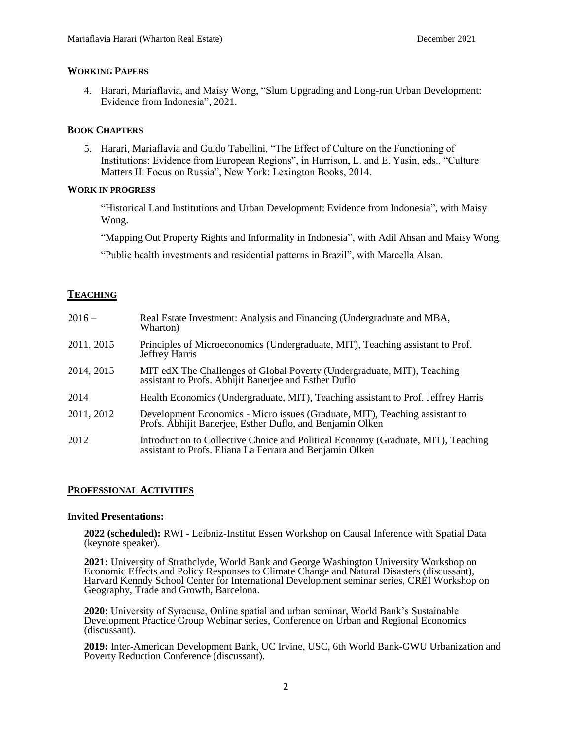#### WORKING PAPERS

4. Harari, Mariaflavia, and Maisy Wong, "Slum Upgrading and Long-run Urban Development: Evidence from Indonesia", 2021.

#### BOOK CHAPTERS

5. Harari, Mariaflavia and Guido Tabellini, "The Effect of Culture on the Functioning of Institutions: Evidence from European Regions", in Harrison, L. and E. Yasin, eds., "Culture Matters II: Focus on Russia", New York: Lexington Books, 2014.

#### WORK IN PROGRESS

"Historical Land Institutions and Urban Development: Evidence from Indonesia", with Maisy Wong.

"Mapping Out Property Rights and Informality in Indonesia", with Adil Ahsan and Maisy Wong.

"Public health investments and residential patterns in Brazil", with Marcella Alsan.

## TEACHING

| | |
|---|---|
| 2016 – | Real Estate Investment: Analysis and Financing (Undergraduate and MBA, Wharton) |
| 2011, 2015 | Principles of Microeconomics (Undergraduate, MIT), Teaching assistant to Prof. Jeffrey Harris |
| 2014, 2015 | MIT edX The Challenges of Global Poverty (Undergraduate, MIT), Teaching assistant to Profs. Abhijit Banerjee and Esther Duflo |
| 2014 | Health Economics (Undergraduate, MIT), Teaching assistant to Prof. Jeffrey Harris |
| 2011, 2012 | Development Economics - Micro issues (Graduate, MIT), Teaching assistant to Profs. Abhijit Banerjee, Esther Duflo, and Benjamin Olken |
| 2012 | Introduction to Collective Choice and Political Economy (Graduate, MIT), Teaching assistant to Profs. Eliana La Ferrara and Benjamin Olken |

## PROFESSIONAL ACTIVITIES

### Invited Presentations:

**2022 (scheduled):** RWI - Leibniz-Institut Essen Workshop on Causal Inference with Spatial Data (keynote speaker).

**2021:** University of Strathclyde, World Bank and George Washington University Workshop on Economic Effects and Policy Responses to Climate Change and Natural Disasters (discussant), Harvard Kenndy School Center for International Development seminar series, CREI Workshop on Geography, Trade and Growth, Barcelona.

**2020:** University of Syracuse, Online spatial and urban seminar, World Bank's Sustainable Development Practice Group Webinar series, Conference on Urban and Regional Economics (discussant).

**2019:** Inter-American Development Bank, UC Irvine, USC, 6th World Bank-GWU Urbanization and Poverty Reduction Conference (discussant).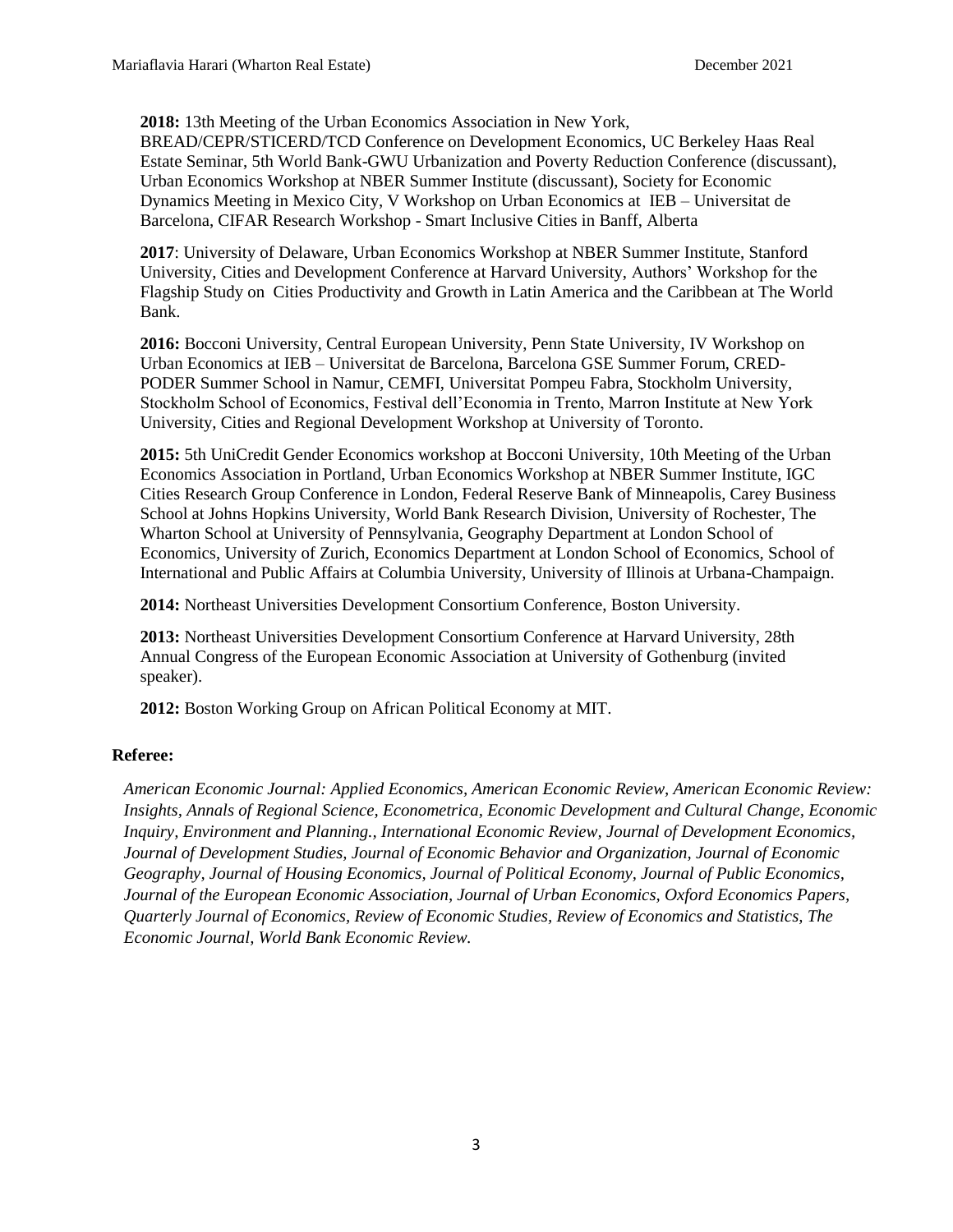**2018:** 13th Meeting of the Urban Economics Association in New York, BREAD/CEPR/STICERD/TCD Conference on Development Economics, UC Berkeley Haas Real Estate Seminar, 5th World Bank-GWU Urbanization and Poverty Reduction Conference (discussant), Urban Economics Workshop at NBER Summer Institute (discussant), Society for Economic Dynamics Meeting in Mexico City, V Workshop on Urban Economics at IEB – Universitat de Barcelona, CIFAR Research Workshop - Smart Inclusive Cities in Banff, Alberta

**2017**: University of Delaware, Urban Economics Workshop at NBER Summer Institute, Stanford University, Cities and Development Conference at Harvard University, Authors' Workshop for the Flagship Study on Cities Productivity and Growth in Latin America and the Caribbean at The World Bank.

**2016:** Bocconi University, Central European University, Penn State University, IV Workshop on Urban Economics at IEB – Universitat de Barcelona, Barcelona GSE Summer Forum, CRED-PODER Summer School in Namur, CEMFI, Universitat Pompeu Fabra, Stockholm University, Stockholm School of Economics, Festival dell'Economia in Trento, Marron Institute at New York University, Cities and Regional Development Workshop at University of Toronto.

**2015:** 5th UniCredit Gender Economics workshop at Bocconi University, 10th Meeting of the Urban Economics Association in Portland, Urban Economics Workshop at NBER Summer Institute, IGC Cities Research Group Conference in London, Federal Reserve Bank of Minneapolis, Carey Business School at Johns Hopkins University, World Bank Research Division, University of Rochester, The Wharton School at University of Pennsylvania, Geography Department at London School of Economics, University of Zurich, Economics Department at London School of Economics, School of International and Public Affairs at Columbia University, University of Illinois at Urbana-Champaign.

**2014:** Northeast Universities Development Consortium Conference, Boston University.

**2013:** Northeast Universities Development Consortium Conference at Harvard University, 28th Annual Congress of the European Economic Association at University of Gothenburg (invited speaker).

**2012:** Boston Working Group on African Political Economy at MIT.

**Referee:**

*American Economic Journal: Applied Economics, American Economic Review, American Economic Review: Insights, Annals of Regional Science, Econometrica, Economic Development and Cultural Change, Economic Inquiry, Environment and Planning., International Economic Review, Journal of Development Economics, Journal of Development Studies, Journal of Economic Behavior and Organization, Journal of Economic Geography, Journal of Housing Economics, Journal of Political Economy, Journal of Public Economics, Journal of the European Economic Association, Journal of Urban Economics, Oxford Economics Papers, Quarterly Journal of Economics, Review of Economic Studies, Review of Economics and Statistics, The Economic Journal, World Bank Economic Review.*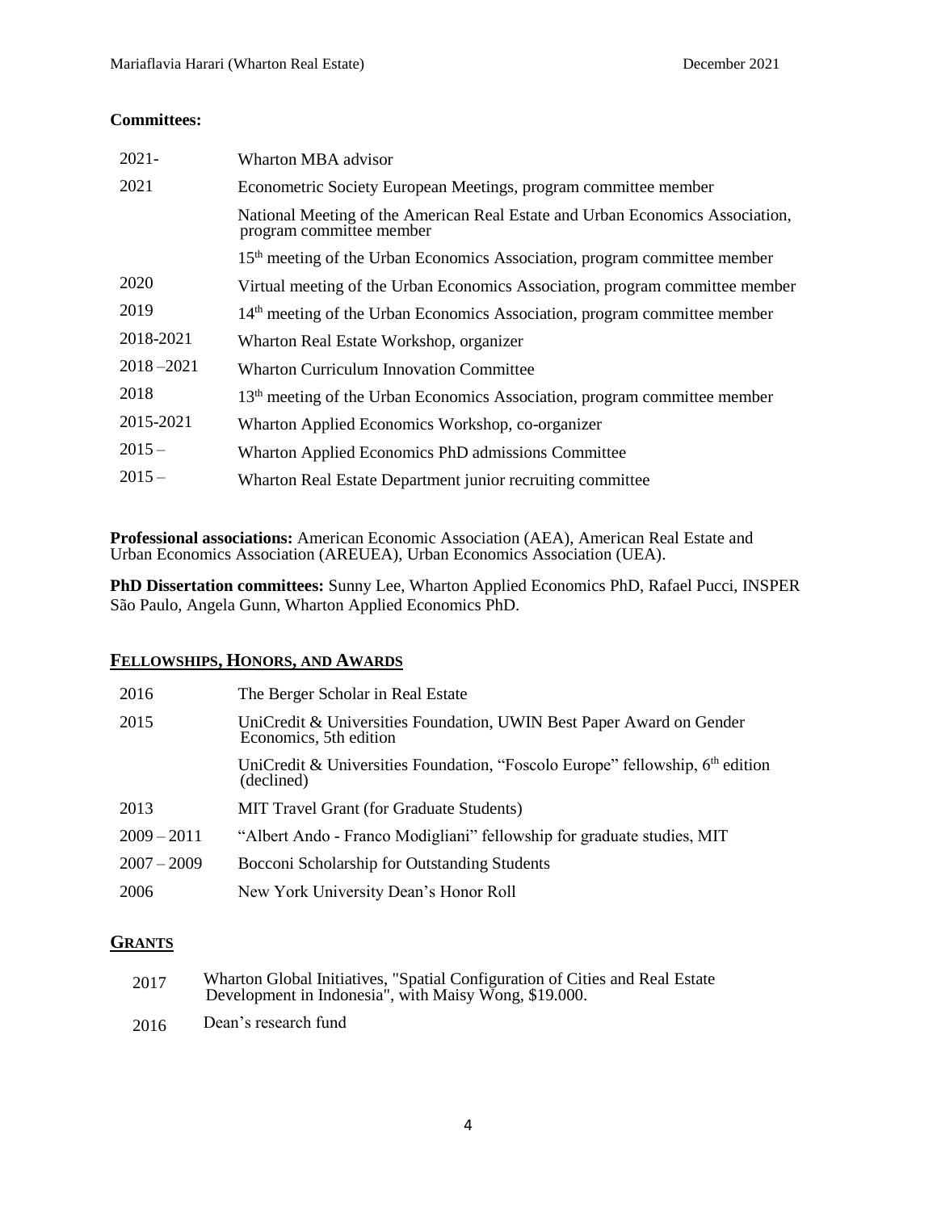**Committees:**

| | |
|---|---|
| 2021- | Wharton MBA advisor |
| 2021 | Econometric Society European Meetings, program committee member |
| | National Meeting of the American Real Estate and Urban Economics Association, program committee member |
| | 15th meeting of the Urban Economics Association, program committee member |
| 2020 | Virtual meeting of the Urban Economics Association, program committee member |
| 2019 | 14th meeting of the Urban Economics Association, program committee member |
| 2018-2021 | Wharton Real Estate Workshop, organizer |
| 2018 –2021 | Wharton Curriculum Innovation Committee |
| 2018 | 13th meeting of the Urban Economics Association, program committee member |
| 2015-2021 | Wharton Applied Economics Workshop, co-organizer |
| 2015 – | Wharton Applied Economics PhD admissions Committee |
| 2015 – | Wharton Real Estate Department junior recruiting committee |

**Professional associations:** American Economic Association (AEA), American Real Estate and Urban Economics Association (AREUEA), Urban Economics Association (UEA).

**PhD Dissertation committees:** Sunny Lee, Wharton Applied Economics PhD, Rafael Pucci, INSPER São Paulo, Angela Gunn, Wharton Applied Economics PhD.

## FELLOWSHIPS, HONORS, AND AWARDS

| | |
|---|---|
| 2016 | The Berger Scholar in Real Estate |
| 2015 | UniCredit & Universities Foundation, UWIN Best Paper Award on Gender Economics, 5th edition |
| | UniCredit & Universities Foundation, "Foscolo Europe" fellowship, 6th edition (declined) |
| 2013 | MIT Travel Grant (for Graduate Students) |
| 2009 – 2011 | "Albert Ando - Franco Modigliani" fellowship for graduate studies, MIT |
| 2007 – 2009 | Bocconi Scholarship for Outstanding Students |
| 2006 | New York University Dean's Honor Roll |

## GRANTS

| | |
|---|---|
| 2017 | Wharton Global Initiatives, "Spatial Configuration of Cities and Real Estate Development in Indonesia", with Maisy Wong, $19.000. |
| 2016 | Dean's research fund |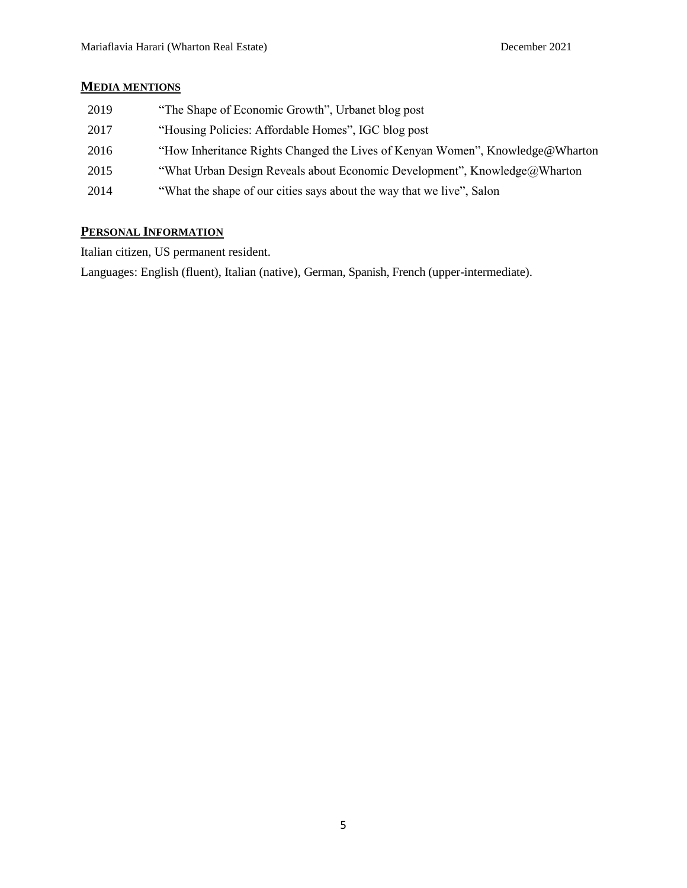## MEDIA MENTIONS

| | |
|---|---|
| 2019 | "The Shape of Economic Growth", Urbanet blog post |
| 2017 | "Housing Policies: Affordable Homes", IGC blog post |
| 2016 | "How Inheritance Rights Changed the Lives of Kenyan Women", Knowledge@Wharton |
| 2015 | "What Urban Design Reveals about Economic Development", Knowledge@Wharton |
| 2014 | "What the shape of our cities says about the way that we live", Salon |

## PERSONAL INFORMATION

Italian citizen, US permanent resident.

Languages: English (fluent), Italian (native), German, Spanish, French (upper-intermediate).